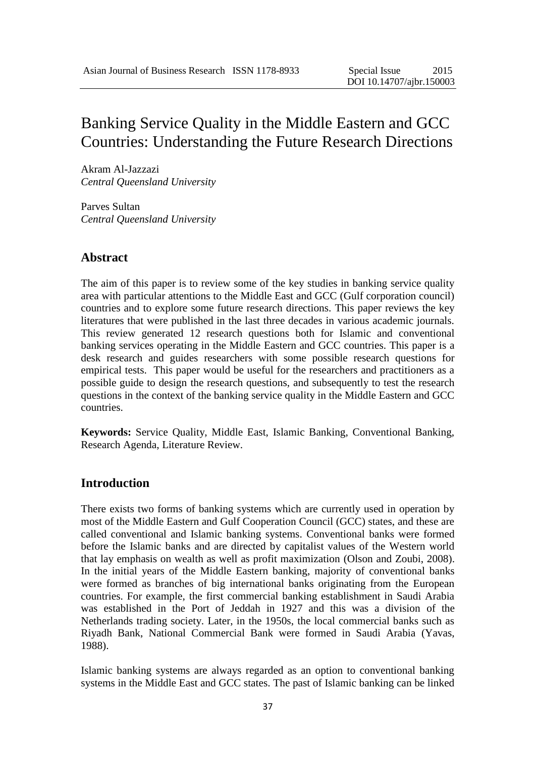# Banking Service Quality in the Middle Eastern and GCC Countries: Understanding the Future Research Directions

Akram Al-Jazzazi
*Central Queensland University*

Parves Sultan
*Central Queensland University*

## Abstract

The aim of this paper is to review some of the key studies in banking service quality area with particular attentions to the Middle East and GCC (Gulf corporation council) countries and to explore some future research directions. This paper reviews the key literatures that were published in the last three decades in various academic journals. This review generated 12 research questions both for Islamic and conventional banking services operating in the Middle Eastern and GCC countries. This paper is a desk research and guides researchers with some possible research questions for empirical tests. This paper would be useful for the researchers and practitioners as a possible guide to design the research questions, and subsequently to test the research questions in the context of the banking service quality in the Middle Eastern and GCC countries.

**Keywords:** Service Quality, Middle East, Islamic Banking, Conventional Banking, Research Agenda, Literature Review.

## Introduction

There exists two forms of banking systems which are currently used in operation by most of the Middle Eastern and Gulf Cooperation Council (GCC) states, and these are called conventional and Islamic banking systems. Conventional banks were formed before the Islamic banks and are directed by capitalist values of the Western world that lay emphasis on wealth as well as profit maximization (Olson and Zoubi, 2008). In the initial years of the Middle Eastern banking, majority of conventional banks were formed as branches of big international banks originating from the European countries. For example, the first commercial banking establishment in Saudi Arabia was established in the Port of Jeddah in 1927 and this was a division of the Netherlands trading society. Later, in the 1950s, the local commercial banks such as Riyadh Bank, National Commercial Bank were formed in Saudi Arabia (Yavas, 1988).

Islamic banking systems are always regarded as an option to conventional banking systems in the Middle East and GCC states. The past of Islamic banking can be linked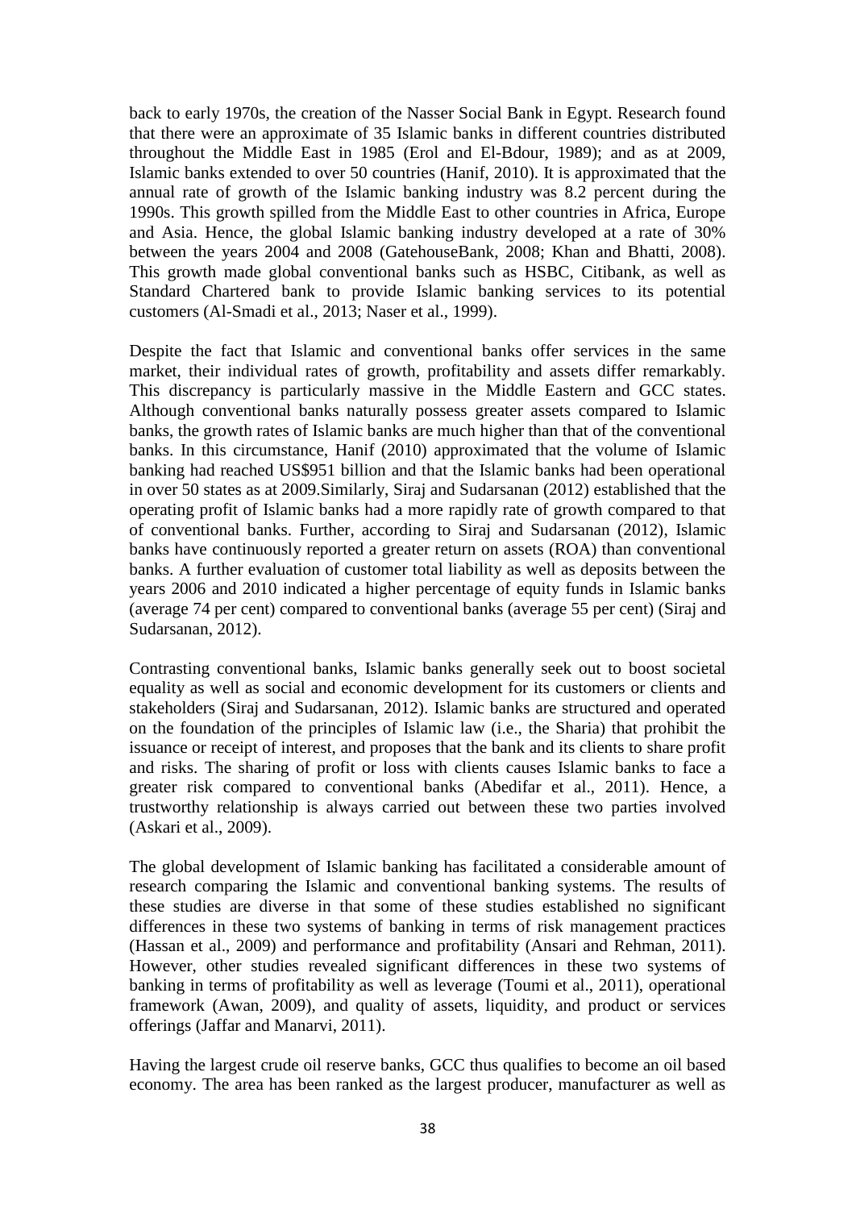back to early 1970s, the creation of the Nasser Social Bank in Egypt. Research found that there were an approximate of 35 Islamic banks in different countries distributed throughout the Middle East in 1985 (Erol and El-Bdour, 1989); and as at 2009, Islamic banks extended to over 50 countries (Hanif, 2010). It is approximated that the annual rate of growth of the Islamic banking industry was 8.2 percent during the 1990s. This growth spilled from the Middle East to other countries in Africa, Europe and Asia. Hence, the global Islamic banking industry developed at a rate of 30% between the years 2004 and 2008 (GatehouseBank, 2008; Khan and Bhatti, 2008). This growth made global conventional banks such as HSBC, Citibank, as well as Standard Chartered bank to provide Islamic banking services to its potential customers (Al-Smadi et al., 2013; Naser et al., 1999).

Despite the fact that Islamic and conventional banks offer services in the same market, their individual rates of growth, profitability and assets differ remarkably. This discrepancy is particularly massive in the Middle Eastern and GCC states. Although conventional banks naturally possess greater assets compared to Islamic banks, the growth rates of Islamic banks are much higher than that of the conventional banks. In this circumstance, Hanif (2010) approximated that the volume of Islamic banking had reached US$951 billion and that the Islamic banks had been operational in over 50 states as at 2009.Similarly, Siraj and Sudarsanan (2012) established that the operating profit of Islamic banks had a more rapidly rate of growth compared to that of conventional banks. Further, according to Siraj and Sudarsanan (2012), Islamic banks have continuously reported a greater return on assets (ROA) than conventional banks. A further evaluation of customer total liability as well as deposits between the years 2006 and 2010 indicated a higher percentage of equity funds in Islamic banks (average 74 per cent) compared to conventional banks (average 55 per cent) (Siraj and Sudarsanan, 2012).

Contrasting conventional banks, Islamic banks generally seek out to boost societal equality as well as social and economic development for its customers or clients and stakeholders (Siraj and Sudarsanan, 2012). Islamic banks are structured and operated on the foundation of the principles of Islamic law (i.e., the Sharia) that prohibit the issuance or receipt of interest, and proposes that the bank and its clients to share profit and risks. The sharing of profit or loss with clients causes Islamic banks to face a greater risk compared to conventional banks (Abedifar et al., 2011). Hence, a trustworthy relationship is always carried out between these two parties involved (Askari et al., 2009).

The global development of Islamic banking has facilitated a considerable amount of research comparing the Islamic and conventional banking systems. The results of these studies are diverse in that some of these studies established no significant differences in these two systems of banking in terms of risk management practices (Hassan et al., 2009) and performance and profitability (Ansari and Rehman, 2011). However, other studies revealed significant differences in these two systems of banking in terms of profitability as well as leverage (Toumi et al., 2011), operational framework (Awan, 2009), and quality of assets, liquidity, and product or services offerings (Jaffar and Manarvi, 2011).

Having the largest crude oil reserve banks, GCC thus qualifies to become an oil based economy. The area has been ranked as the largest producer, manufacturer as well as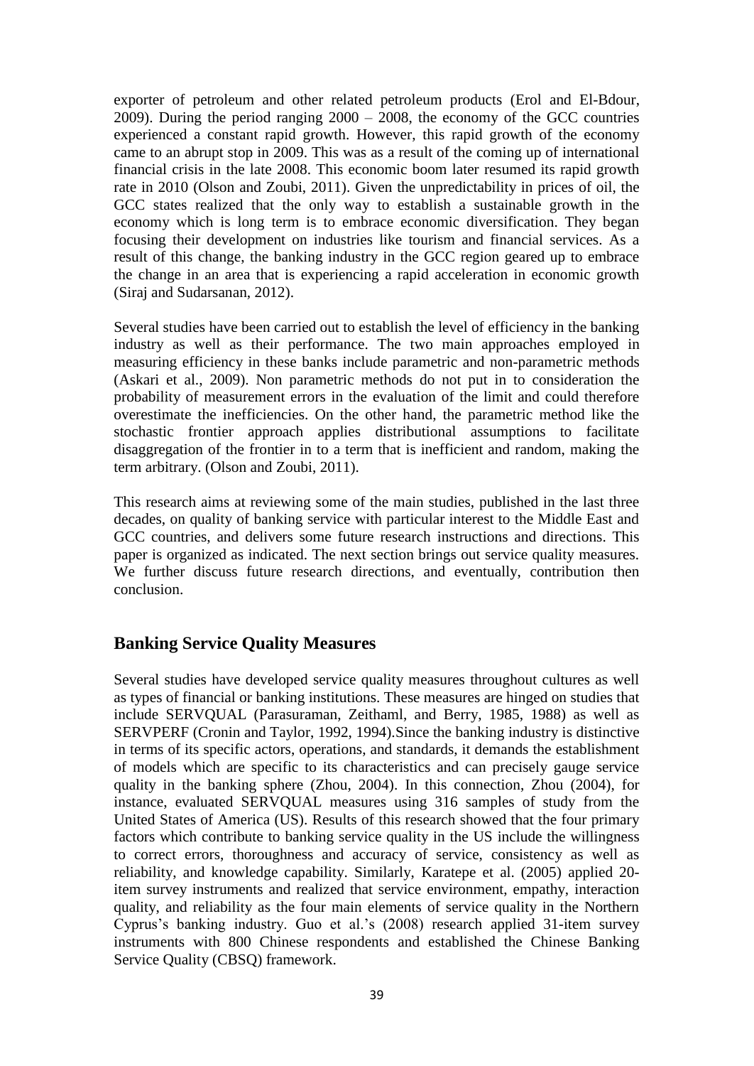exporter of petroleum and other related petroleum products (Erol and El-Bdour, 2009). During the period ranging 2000 – 2008, the economy of the GCC countries experienced a constant rapid growth. However, this rapid growth of the economy came to an abrupt stop in 2009. This was as a result of the coming up of international financial crisis in the late 2008. This economic boom later resumed its rapid growth rate in 2010 (Olson and Zoubi, 2011). Given the unpredictability in prices of oil, the GCC states realized that the only way to establish a sustainable growth in the economy which is long term is to embrace economic diversification. They began focusing their development on industries like tourism and financial services. As a result of this change, the banking industry in the GCC region geared up to embrace the change in an area that is experiencing a rapid acceleration in economic growth (Siraj and Sudarsanan, 2012).

Several studies have been carried out to establish the level of efficiency in the banking industry as well as their performance. The two main approaches employed in measuring efficiency in these banks include parametric and non-parametric methods (Askari et al., 2009). Non parametric methods do not put in to consideration the probability of measurement errors in the evaluation of the limit and could therefore overestimate the inefficiencies. On the other hand, the parametric method like the stochastic frontier approach applies distributional assumptions to facilitate disaggregation of the frontier in to a term that is inefficient and random, making the term arbitrary. (Olson and Zoubi, 2011).

This research aims at reviewing some of the main studies, published in the last three decades, on quality of banking service with particular interest to the Middle East and GCC countries, and delivers some future research instructions and directions. This paper is organized as indicated. The next section brings out service quality measures. We further discuss future research directions, and eventually, contribution then conclusion.

## Banking Service Quality Measures

Several studies have developed service quality measures throughout cultures as well as types of financial or banking institutions. These measures are hinged on studies that include SERVQUAL (Parasuraman, Zeithaml, and Berry, 1985, 1988) as well as SERVPERF (Cronin and Taylor, 1992, 1994).Since the banking industry is distinctive in terms of its specific actors, operations, and standards, it demands the establishment of models which are specific to its characteristics and can precisely gauge service quality in the banking sphere (Zhou, 2004). In this connection, Zhou (2004), for instance, evaluated SERVQUAL measures using 316 samples of study from the United States of America (US). Results of this research showed that the four primary factors which contribute to banking service quality in the US include the willingness to correct errors, thoroughness and accuracy of service, consistency as well as reliability, and knowledge capability. Similarly, Karatepe et al. (2005) applied 20-item survey instruments and realized that service environment, empathy, interaction quality, and reliability as the four main elements of service quality in the Northern Cyprus's banking industry. Guo et al.'s (2008) research applied 31-item survey instruments with 800 Chinese respondents and established the Chinese Banking Service Quality (CBSQ) framework.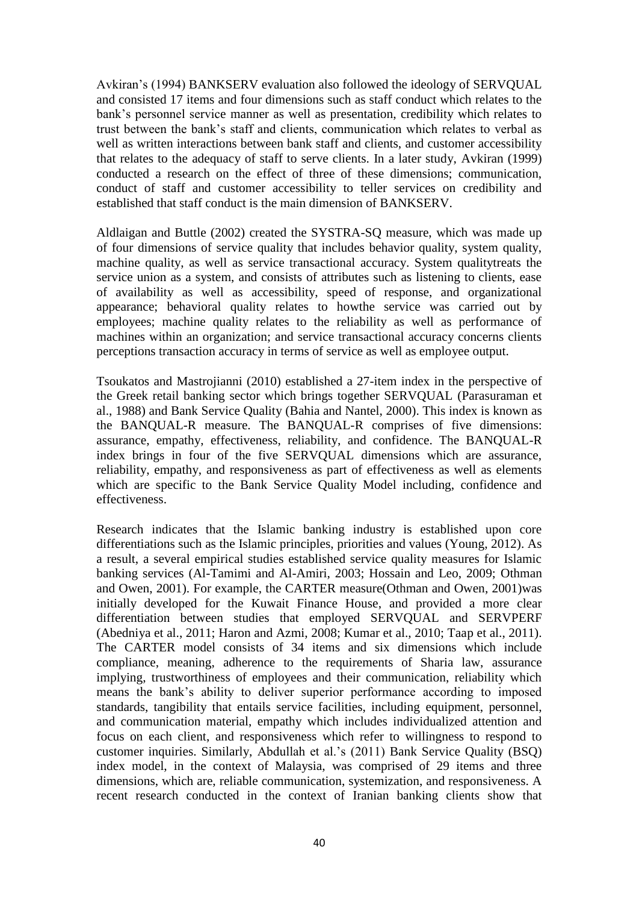Avkiran's (1994) BANKSERV evaluation also followed the ideology of SERVQUAL and consisted 17 items and four dimensions such as staff conduct which relates to the bank's personnel service manner as well as presentation, credibility which relates to trust between the bank's staff and clients, communication which relates to verbal as well as written interactions between bank staff and clients, and customer accessibility that relates to the adequacy of staff to serve clients. In a later study, Avkiran (1999) conducted a research on the effect of three of these dimensions; communication, conduct of staff and customer accessibility to teller services on credibility and established that staff conduct is the main dimension of BANKSERV.

Aldlaigan and Buttle (2002) created the SYSTRA-SQ measure, which was made up of four dimensions of service quality that includes behavior quality, system quality, machine quality, as well as service transactional accuracy. System qualitytreats the service union as a system, and consists of attributes such as listening to clients, ease of availability as well as accessibility, speed of response, and organizational appearance; behavioral quality relates to howthe service was carried out by employees; machine quality relates to the reliability as well as performance of machines within an organization; and service transactional accuracy concerns clients perceptions transaction accuracy in terms of service as well as employee output.

Tsoukatos and Mastrojianni (2010) established a 27-item index in the perspective of the Greek retail banking sector which brings together SERVQUAL (Parasuraman et al., 1988) and Bank Service Quality (Bahia and Nantel, 2000). This index is known as the BANQUAL-R measure. The BANQUAL-R comprises of five dimensions: assurance, empathy, effectiveness, reliability, and confidence. The BANQUAL-R index brings in four of the five SERVQUAL dimensions which are assurance, reliability, empathy, and responsiveness as part of effectiveness as well as elements which are specific to the Bank Service Quality Model including, confidence and effectiveness.

Research indicates that the Islamic banking industry is established upon core differentiations such as the Islamic principles, priorities and values (Young, 2012). As a result, a several empirical studies established service quality measures for Islamic banking services (Al-Tamimi and Al-Amiri, 2003; Hossain and Leo, 2009; Othman and Owen, 2001). For example, the CARTER measure(Othman and Owen, 2001)was initially developed for the Kuwait Finance House, and provided a more clear differentiation between studies that employed SERVQUAL and SERVPERF (Abedniya et al., 2011; Haron and Azmi, 2008; Kumar et al., 2010; Taap et al., 2011). The CARTER model consists of 34 items and six dimensions which include compliance, meaning, adherence to the requirements of Sharia law, assurance implying, trustworthiness of employees and their communication, reliability which means the bank's ability to deliver superior performance according to imposed standards, tangibility that entails service facilities, including equipment, personnel, and communication material, empathy which includes individualized attention and focus on each client, and responsiveness which refer to willingness to respond to customer inquiries. Similarly, Abdullah et al.'s (2011) Bank Service Quality (BSQ) index model, in the context of Malaysia, was comprised of 29 items and three dimensions, which are, reliable communication, systemization, and responsiveness. A recent research conducted in the context of Iranian banking clients show that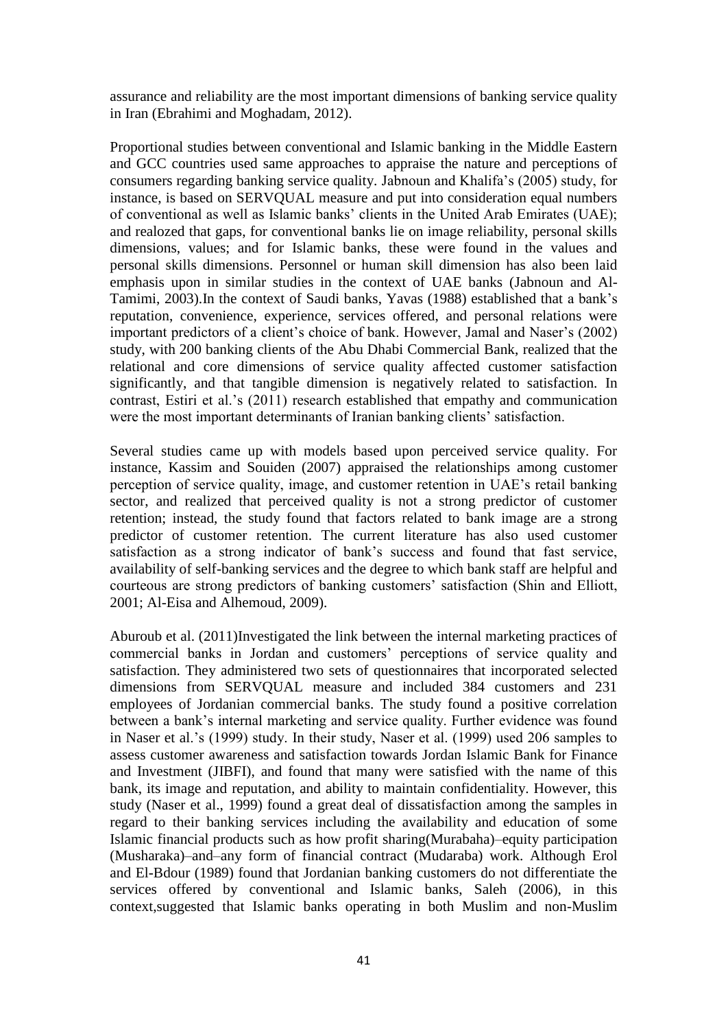assurance and reliability are the most important dimensions of banking service quality in Iran (Ebrahimi and Moghadam, 2012).

Proportional studies between conventional and Islamic banking in the Middle Eastern and GCC countries used same approaches to appraise the nature and perceptions of consumers regarding banking service quality. Jabnoun and Khalifa's (2005) study, for instance, is based on SERVQUAL measure and put into consideration equal numbers of conventional as well as Islamic banks' clients in the United Arab Emirates (UAE); and realozed that gaps, for conventional banks lie on image reliability, personal skills dimensions, values; and for Islamic banks, these were found in the values and personal skills dimensions. Personnel or human skill dimension has also been laid emphasis upon in similar studies in the context of UAE banks (Jabnoun and Al-Tamimi, 2003).In the context of Saudi banks, Yavas (1988) established that a bank's reputation, convenience, experience, services offered, and personal relations were important predictors of a client's choice of bank. However, Jamal and Naser's (2002) study, with 200 banking clients of the Abu Dhabi Commercial Bank, realized that the relational and core dimensions of service quality affected customer satisfaction significantly, and that tangible dimension is negatively related to satisfaction. In contrast, Estiri et al.'s (2011) research established that empathy and communication were the most important determinants of Iranian banking clients' satisfaction.

Several studies came up with models based upon perceived service quality. For instance, Kassim and Souiden (2007) appraised the relationships among customer perception of service quality, image, and customer retention in UAE's retail banking sector, and realized that perceived quality is not a strong predictor of customer retention; instead, the study found that factors related to bank image are a strong predictor of customer retention. The current literature has also used customer satisfaction as a strong indicator of bank's success and found that fast service, availability of self-banking services and the degree to which bank staff are helpful and courteous are strong predictors of banking customers' satisfaction (Shin and Elliott, 2001; Al-Eisa and Alhemoud, 2009).

Aburoub et al. (2011)Investigated the link between the internal marketing practices of commercial banks in Jordan and customers' perceptions of service quality and satisfaction. They administered two sets of questionnaires that incorporated selected dimensions from SERVQUAL measure and included 384 customers and 231 employees of Jordanian commercial banks. The study found a positive correlation between a bank's internal marketing and service quality. Further evidence was found in Naser et al.'s (1999) study. In their study, Naser et al. (1999) used 206 samples to assess customer awareness and satisfaction towards Jordan Islamic Bank for Finance and Investment (JIBFI), and found that many were satisfied with the name of this bank, its image and reputation, and ability to maintain confidentiality. However, this study (Naser et al., 1999) found a great deal of dissatisfaction among the samples in regard to their banking services including the availability and education of some Islamic financial products such as how profit sharing(Murabaha)–equity participation (Musharaka)–and–any form of financial contract (Mudaraba) work. Although Erol and El-Bdour (1989) found that Jordanian banking customers do not differentiate the services offered by conventional and Islamic banks, Saleh (2006), in this context,suggested that Islamic banks operating in both Muslim and non-Muslim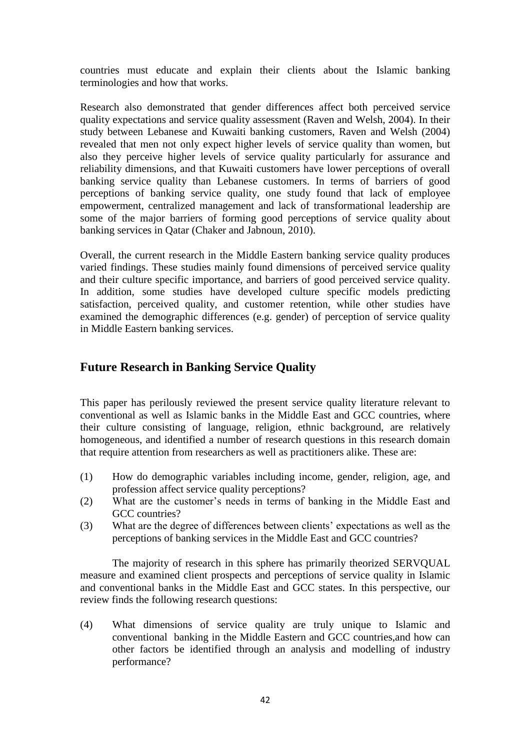countries must educate and explain their clients about the Islamic banking terminologies and how that works.

Research also demonstrated that gender differences affect both perceived service quality expectations and service quality assessment (Raven and Welsh, 2004). In their study between Lebanese and Kuwaiti banking customers, Raven and Welsh (2004) revealed that men not only expect higher levels of service quality than women, but also they perceive higher levels of service quality particularly for assurance and reliability dimensions, and that Kuwaiti customers have lower perceptions of overall banking service quality than Lebanese customers. In terms of barriers of good perceptions of banking service quality, one study found that lack of employee empowerment, centralized management and lack of transformational leadership are some of the major barriers of forming good perceptions of service quality about banking services in Qatar (Chaker and Jabnoun, 2010).

Overall, the current research in the Middle Eastern banking service quality produces varied findings. These studies mainly found dimensions of perceived service quality and their culture specific importance, and barriers of good perceived service quality. In addition, some studies have developed culture specific models predicting satisfaction, perceived quality, and customer retention, while other studies have examined the demographic differences (e.g. gender) of perception of service quality in Middle Eastern banking services.

## Future Research in Banking Service Quality

This paper has perilously reviewed the present service quality literature relevant to conventional as well as Islamic banks in the Middle East and GCC countries, where their culture consisting of language, religion, ethnic background, are relatively homogeneous, and identified a number of research questions in this research domain that require attention from researchers as well as practitioners alike. These are:

(1) How do demographic variables including income, gender, religion, age, and profession affect service quality perceptions?

(2) What are the customer's needs in terms of banking in the Middle East and GCC countries?

(3) What are the degree of differences between clients' expectations as well as the perceptions of banking services in the Middle East and GCC countries?

The majority of research in this sphere has primarily theorized SERVQUAL measure and examined client prospects and perceptions of service quality in Islamic and conventional banks in the Middle East and GCC states. In this perspective, our review finds the following research questions:

(4) What dimensions of service quality are truly unique to Islamic and conventional banking in the Middle Eastern and GCC countries,and how can other factors be identified through an analysis and modelling of industry performance?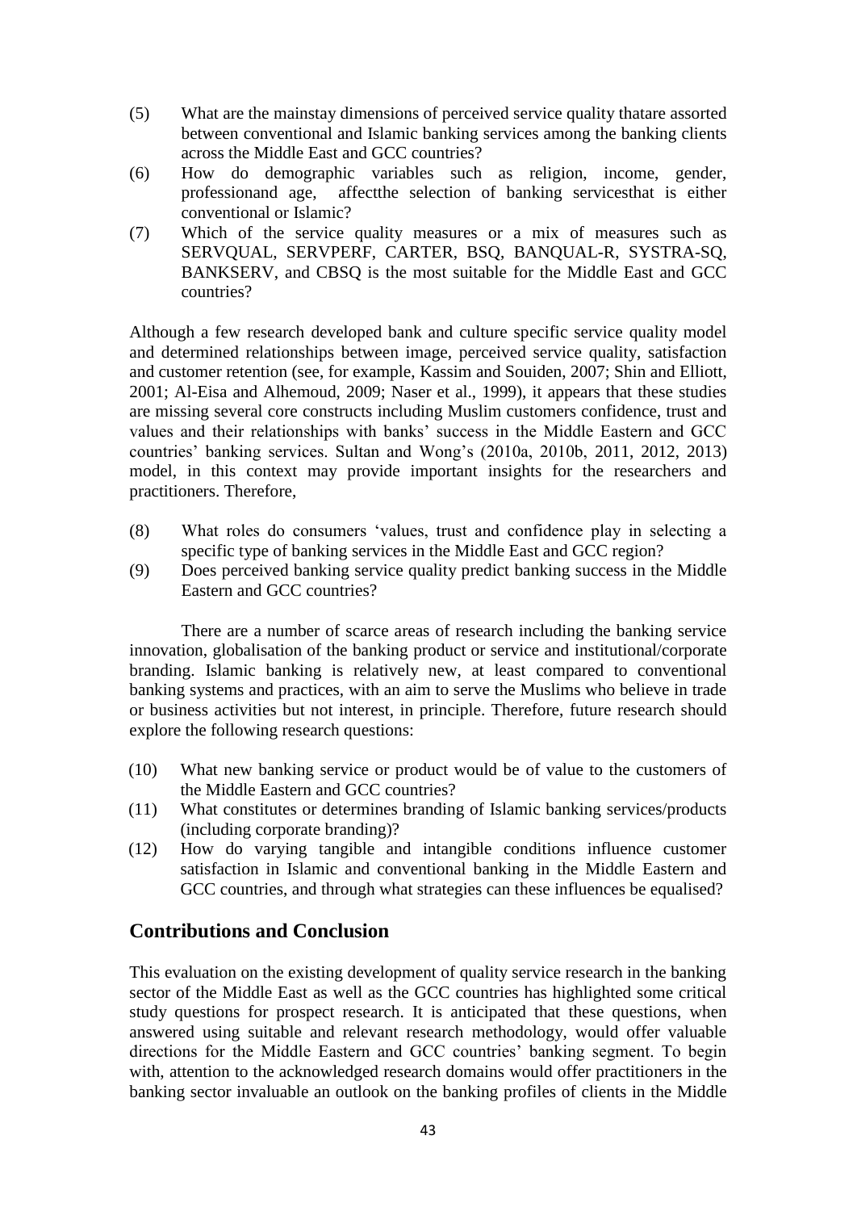(5) What are the mainstay dimensions of perceived service quality thatare assorted between conventional and Islamic banking services among the banking clients across the Middle East and GCC countries?

(6) How do demographic variables such as religion, income, gender, professionand age, affectthe selection of banking servicesthat is either conventional or Islamic?

(7) Which of the service quality measures or a mix of measures such as SERVQUAL, SERVPERF, CARTER, BSQ, BANQUAL-R, SYSTRA-SQ, BANKSERV, and CBSQ is the most suitable for the Middle East and GCC countries?

Although a few research developed bank and culture specific service quality model and determined relationships between image, perceived service quality, satisfaction and customer retention (see, for example, Kassim and Souiden, 2007; Shin and Elliott, 2001; Al-Eisa and Alhemoud, 2009; Naser et al., 1999), it appears that these studies are missing several core constructs including Muslim customers confidence, trust and values and their relationships with banks' success in the Middle Eastern and GCC countries' banking services. Sultan and Wong's (2010a, 2010b, 2011, 2012, 2013) model, in this context may provide important insights for the researchers and practitioners. Therefore,

(8) What roles do consumers 'values, trust and confidence play in selecting a specific type of banking services in the Middle East and GCC region?

(9) Does perceived banking service quality predict banking success in the Middle Eastern and GCC countries?

There are a number of scarce areas of research including the banking service innovation, globalisation of the banking product or service and institutional/corporate branding. Islamic banking is relatively new, at least compared to conventional banking systems and practices, with an aim to serve the Muslims who believe in trade or business activities but not interest, in principle. Therefore, future research should explore the following research questions:

(10) What new banking service or product would be of value to the customers of the Middle Eastern and GCC countries?

(11) What constitutes or determines branding of Islamic banking services/products (including corporate branding)?

(12) How do varying tangible and intangible conditions influence customer satisfaction in Islamic and conventional banking in the Middle Eastern and GCC countries, and through what strategies can these influences be equalised?

## Contributions and Conclusion

This evaluation on the existing development of quality service research in the banking sector of the Middle East as well as the GCC countries has highlighted some critical study questions for prospect research. It is anticipated that these questions, when answered using suitable and relevant research methodology, would offer valuable directions for the Middle Eastern and GCC countries' banking segment. To begin with, attention to the acknowledged research domains would offer practitioners in the banking sector invaluable an outlook on the banking profiles of clients in the Middle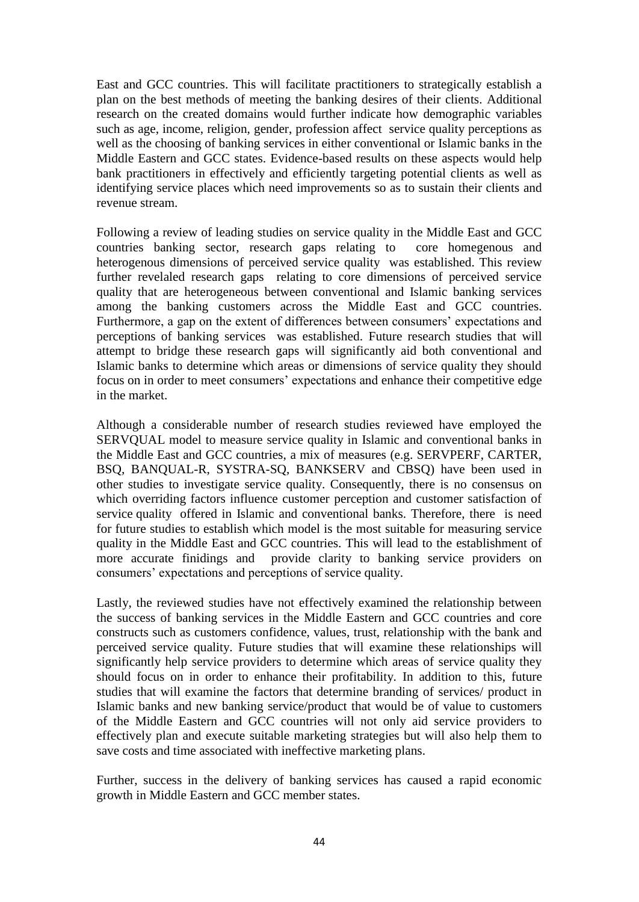East and GCC countries. This will facilitate practitioners to strategically establish a plan on the best methods of meeting the banking desires of their clients. Additional research on the created domains would further indicate how demographic variables such as age, income, religion, gender, profession affect service quality perceptions as well as the choosing of banking services in either conventional or Islamic banks in the Middle Eastern and GCC states. Evidence-based results on these aspects would help bank practitioners in effectively and efficiently targeting potential clients as well as identifying service places which need improvements so as to sustain their clients and revenue stream.

Following a review of leading studies on service quality in the Middle East and GCC countries banking sector, research gaps relating to core homegenous and heterogenous dimensions of perceived service quality was established. This review further revelaled research gaps relating to core dimensions of perceived service quality that are heterogeneous between conventional and Islamic banking services among the banking customers across the Middle East and GCC countries. Furthermore, a gap on the extent of differences between consumers' expectations and perceptions of banking services was established. Future research studies that will attempt to bridge these research gaps will significantly aid both conventional and Islamic banks to determine which areas or dimensions of service quality they should focus on in order to meet consumers' expectations and enhance their competitive edge in the market.

Although a considerable number of research studies reviewed have employed the SERVQUAL model to measure service quality in Islamic and conventional banks in the Middle East and GCC countries, a mix of measures (e.g. SERVPERF, CARTER, BSQ, BANQUAL-R, SYSTRA-SQ, BANKSERV and CBSQ) have been used in other studies to investigate service quality. Consequently, there is no consensus on which overriding factors influence customer perception and customer satisfaction of service quality offered in Islamic and conventional banks. Therefore, there is need for future studies to establish which model is the most suitable for measuring service quality in the Middle East and GCC countries. This will lead to the establishment of more accurate finidings and provide clarity to banking service providers on consumers' expectations and perceptions of service quality.

Lastly, the reviewed studies have not effectively examined the relationship between the success of banking services in the Middle Eastern and GCC countries and core constructs such as customers confidence, values, trust, relationship with the bank and perceived service quality. Future studies that will examine these relationships will significantly help service providers to determine which areas of service quality they should focus on in order to enhance their profitability. In addition to this, future studies that will examine the factors that determine branding of services/ product in Islamic banks and new banking service/product that would be of value to customers of the Middle Eastern and GCC countries will not only aid service providers to effectively plan and execute suitable marketing strategies but will also help them to save costs and time associated with ineffective marketing plans.

Further, success in the delivery of banking services has caused a rapid economic growth in Middle Eastern and GCC member states.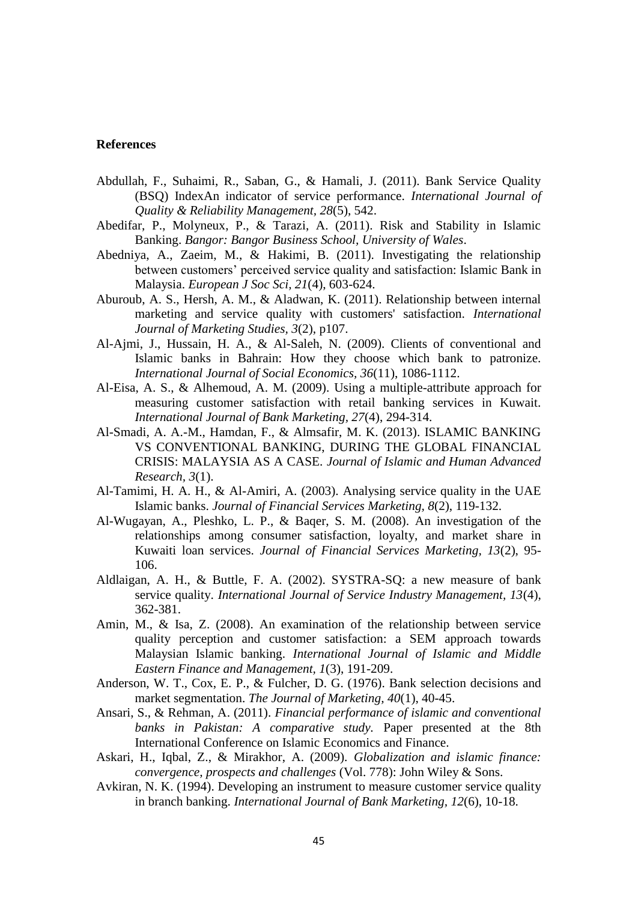## References

Abdullah, F., Suhaimi, R., Saban, G., & Hamali, J. (2011). Bank Service Quality (BSQ) IndexAn indicator of service performance. *International Journal of Quality & Reliability Management, 28*(5), 542.

Abedifar, P., Molyneux, P., & Tarazi, A. (2011). Risk and Stability in Islamic Banking. *Bangor: Bangor Business School, University of Wales*.

Abedniya, A., Zaeim, M., & Hakimi, B. (2011). Investigating the relationship between customers' perceived service quality and satisfaction: Islamic Bank in Malaysia. *European J Soc Sci, 21*(4), 603-624.

Aburoub, A. S., Hersh, A. M., & Aladwan, K. (2011). Relationship between internal marketing and service quality with customers' satisfaction. *International Journal of Marketing Studies, 3*(2), p107.

Al-Ajmi, J., Hussain, H. A., & Al-Saleh, N. (2009). Clients of conventional and Islamic banks in Bahrain: How they choose which bank to patronize. *International Journal of Social Economics, 36*(11), 1086-1112.

Al-Eisa, A. S., & Alhemoud, A. M. (2009). Using a multiple-attribute approach for measuring customer satisfaction with retail banking services in Kuwait. *International Journal of Bank Marketing, 27*(4), 294-314.

Al-Smadi, A. A.-M., Hamdan, F., & Almsafir, M. K. (2013). ISLAMIC BANKING VS CONVENTIONAL BANKING, DURING THE GLOBAL FINANCIAL CRISIS: MALAYSIA AS A CASE. *Journal of Islamic and Human Advanced Research, 3*(1).

Al-Tamimi, H. A. H., & Al-Amiri, A. (2003). Analysing service quality in the UAE Islamic banks. *Journal of Financial Services Marketing, 8*(2), 119-132.

Al-Wugayan, A., Pleshko, L. P., & Baqer, S. M. (2008). An investigation of the relationships among consumer satisfaction, loyalty, and market share in Kuwaiti loan services. *Journal of Financial Services Marketing, 13*(2), 95-106.

Aldlaigan, A. H., & Buttle, F. A. (2002). SYSTRA-SQ: a new measure of bank service quality. *International Journal of Service Industry Management, 13*(4), 362-381.

Amin, M., & Isa, Z. (2008). An examination of the relationship between service quality perception and customer satisfaction: a SEM approach towards Malaysian Islamic banking. *International Journal of Islamic and Middle Eastern Finance and Management, 1*(3), 191-209.

Anderson, W. T., Cox, E. P., & Fulcher, D. G. (1976). Bank selection decisions and market segmentation. *The Journal of Marketing, 40*(1), 40-45.

Ansari, S., & Rehman, A. (2011). *Financial performance of islamic and conventional banks in Pakistan: A comparative study.* Paper presented at the 8th International Conference on Islamic Economics and Finance.

Askari, H., Iqbal, Z., & Mirakhor, A. (2009). *Globalization and islamic finance: convergence, prospects and challenges* (Vol. 778): John Wiley & Sons.

Avkiran, N. K. (1994). Developing an instrument to measure customer service quality in branch banking. *International Journal of Bank Marketing, 12*(6), 10-18.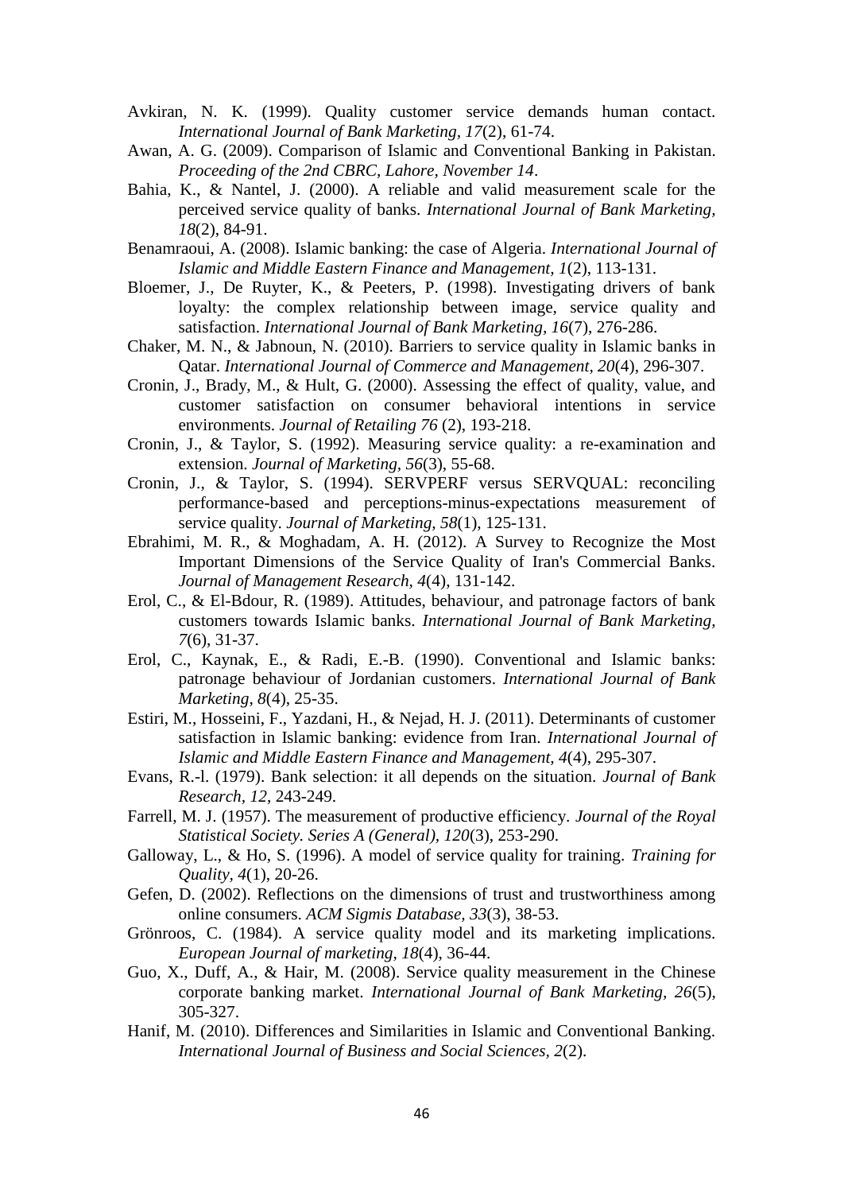Avkiran, N. K. (1999). Quality customer service demands human contact. *International Journal of Bank Marketing*, *17*(2), 61-74.

Awan, A. G. (2009). Comparison of Islamic and Conventional Banking in Pakistan. *Proceeding of the 2nd CBRC, Lahore, November 14*.

Bahia, K., & Nantel, J. (2000). A reliable and valid measurement scale for the perceived service quality of banks. *International Journal of Bank Marketing, 18*(2), 84-91.

Benamraoui, A. (2008). Islamic banking: the case of Algeria. *International Journal of Islamic and Middle Eastern Finance and Management, 1*(2), 113-131.

Bloemer, J., De Ruyter, K., & Peeters, P. (1998). Investigating drivers of bank loyalty: the complex relationship between image, service quality and satisfaction. *International Journal of Bank Marketing, 16*(7), 276-286.

Chaker, M. N., & Jabnoun, N. (2010). Barriers to service quality in Islamic banks in Qatar. *International Journal of Commerce and Management, 20*(4), 296-307.

Cronin, J., Brady, M., & Hult, G. (2000). Assessing the effect of quality, value, and customer satisfaction on consumer behavioral intentions in service environments. *Journal of Retailing 76* (2), 193-218.

Cronin, J., & Taylor, S. (1992). Measuring service quality: a re-examination and extension. *Journal of Marketing, 56*(3), 55-68.

Cronin, J., & Taylor, S. (1994). SERVPERF versus SERVQUAL: reconciling performance-based and perceptions-minus-expectations measurement of service quality. *Journal of Marketing, 58*(1), 125-131.

Ebrahimi, M. R., & Moghadam, A. H. (2012). A Survey to Recognize the Most Important Dimensions of the Service Quality of Iran's Commercial Banks. *Journal of Management Research, 4*(4), 131-142.

Erol, C., & El-Bdour, R. (1989). Attitudes, behaviour, and patronage factors of bank customers towards Islamic banks. *International Journal of Bank Marketing, 7*(6), 31-37.

Erol, C., Kaynak, E., & Radi, E.-B. (1990). Conventional and Islamic banks: patronage behaviour of Jordanian customers. *International Journal of Bank Marketing, 8*(4), 25-35.

Estiri, M., Hosseini, F., Yazdani, H., & Nejad, H. J. (2011). Determinants of customer satisfaction in Islamic banking: evidence from Iran. *International Journal of Islamic and Middle Eastern Finance and Management, 4*(4), 295-307.

Evans, R.-l. (1979). Bank selection: it all depends on the situation. *Journal of Bank Research, 12*, 243-249.

Farrell, M. J. (1957). The measurement of productive efficiency. *Journal of the Royal Statistical Society. Series A (General), 120*(3), 253-290.

Galloway, L., & Ho, S. (1996). A model of service quality for training. *Training for Quality, 4*(1), 20-26.

Gefen, D. (2002). Reflections on the dimensions of trust and trustworthiness among online consumers. *ACM Sigmis Database, 33*(3), 38-53.

Grönroos, C. (1984). A service quality model and its marketing implications. *European Journal of marketing, 18*(4), 36-44.

Guo, X., Duff, A., & Hair, M. (2008). Service quality measurement in the Chinese corporate banking market. *International Journal of Bank Marketing, 26*(5), 305-327.

Hanif, M. (2010). Differences and Similarities in Islamic and Conventional Banking. *International Journal of Business and Social Sciences, 2*(2).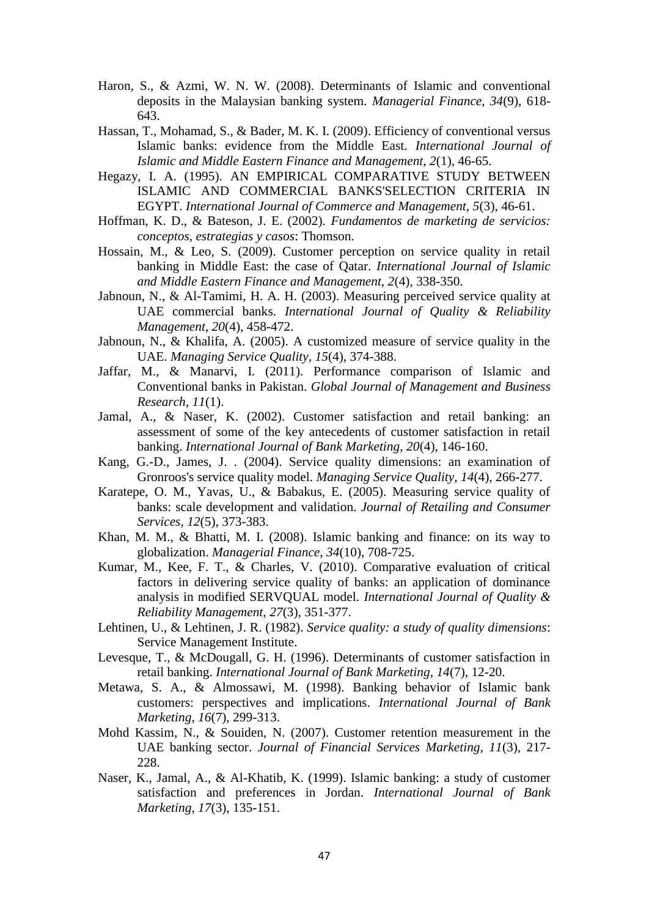Haron, S., & Azmi, W. N. W. (2008). Determinants of Islamic and conventional deposits in the Malaysian banking system. *Managerial Finance, 34*(9), 618-643.

Hassan, T., Mohamad, S., & Bader, M. K. I. (2009). Efficiency of conventional versus Islamic banks: evidence from the Middle East. *International Journal of Islamic and Middle Eastern Finance and Management, 2*(1), 46-65.

Hegazy, I. A. (1995). AN EMPIRICAL COMPARATIVE STUDY BETWEEN ISLAMIC AND COMMERCIAL BANKS'SELECTION CRITERIA IN EGYPT. *International Journal of Commerce and Management, 5*(3), 46-61.

Hoffman, K. D., & Bateson, J. E. (2002). *Fundamentos de marketing de servicios: conceptos, estrategias y casos*: Thomson.

Hossain, M., & Leo, S. (2009). Customer perception on service quality in retail banking in Middle East: the case of Qatar. *International Journal of Islamic and Middle Eastern Finance and Management, 2*(4), 338-350.

Jabnoun, N., & Al-Tamimi, H. A. H. (2003). Measuring perceived service quality at UAE commercial banks. *International Journal of Quality & Reliability Management, 20*(4), 458-472.

Jabnoun, N., & Khalifa, A. (2005). A customized measure of service quality in the UAE. *Managing Service Quality, 15*(4), 374-388.

Jaffar, M., & Manarvi, I. (2011). Performance comparison of Islamic and Conventional banks in Pakistan. *Global Journal of Management and Business Research, 11*(1).

Jamal, A., & Naser, K. (2002). Customer satisfaction and retail banking: an assessment of some of the key antecedents of customer satisfaction in retail banking. *International Journal of Bank Marketing, 20*(4), 146-160.

Kang, G.-D., James, J. . (2004). Service quality dimensions: an examination of Gronroos's service quality model. *Managing Service Quality, 14*(4), 266-277.

Karatepe, O. M., Yavas, U., & Babakus, E. (2005). Measuring service quality of banks: scale development and validation. *Journal of Retailing and Consumer Services, 12*(5), 373-383.

Khan, M. M., & Bhatti, M. I. (2008). Islamic banking and finance: on its way to globalization. *Managerial Finance, 34*(10), 708-725.

Kumar, M., Kee, F. T., & Charles, V. (2010). Comparative evaluation of critical factors in delivering service quality of banks: an application of dominance analysis in modified SERVQUAL model. *International Journal of Quality & Reliability Management, 27*(3), 351-377.

Lehtinen, U., & Lehtinen, J. R. (1982). *Service quality: a study of quality dimensions*: Service Management Institute.

Levesque, T., & McDougall, G. H. (1996). Determinants of customer satisfaction in retail banking. *International Journal of Bank Marketing, 14*(7), 12-20.

Metawa, S. A., & Almossawi, M. (1998). Banking behavior of Islamic bank customers: perspectives and implications. *International Journal of Bank Marketing, 16*(7), 299-313.

Mohd Kassim, N., & Souiden, N. (2007). Customer retention measurement in the UAE banking sector. *Journal of Financial Services Marketing, 11*(3), 217-228.

Naser, K., Jamal, A., & Al-Khatib, K. (1999). Islamic banking: a study of customer satisfaction and preferences in Jordan. *International Journal of Bank Marketing, 17*(3), 135-151.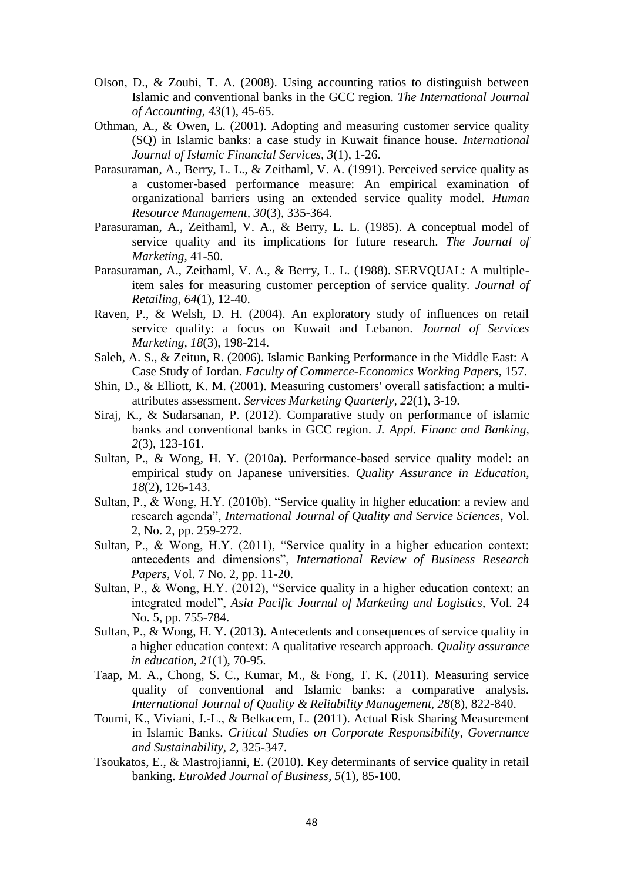Olson, D., & Zoubi, T. A. (2008). Using accounting ratios to distinguish between Islamic and conventional banks in the GCC region. *The International Journal of Accounting, 43*(1), 45-65.

Othman, A., & Owen, L. (2001). Adopting and measuring customer service quality (SQ) in Islamic banks: a case study in Kuwait finance house. *International Journal of Islamic Financial Services, 3*(1), 1-26.

Parasuraman, A., Berry, L. L., & Zeithaml, V. A. (1991). Perceived service quality as a customer-based performance measure: An empirical examination of organizational barriers using an extended service quality model. *Human Resource Management, 30*(3), 335-364.

Parasuraman, A., Zeithaml, V. A., & Berry, L. L. (1985). A conceptual model of service quality and its implications for future research. *The Journal of Marketing*, 41-50.

Parasuraman, A., Zeithaml, V. A., & Berry, L. L. (1988). SERVQUAL: A multiple-item sales for measuring customer perception of service quality. *Journal of Retailing, 64*(1), 12-40.

Raven, P., & Welsh, D. H. (2004). An exploratory study of influences on retail service quality: a focus on Kuwait and Lebanon. *Journal of Services Marketing, 18*(3), 198-214.

Saleh, A. S., & Zeitun, R. (2006). Islamic Banking Performance in the Middle East: A Case Study of Jordan. *Faculty of Commerce-Economics Working Papers*, 157.

Shin, D., & Elliott, K. M. (2001). Measuring customers' overall satisfaction: a multi-attributes assessment. *Services Marketing Quarterly, 22*(1), 3-19.

Siraj, K., & Sudarsanan, P. (2012). Comparative study on performance of islamic banks and conventional banks in GCC region. *J. Appl. Financ and Banking, 2*(3), 123-161.

Sultan, P., & Wong, H. Y. (2010a). Performance-based service quality model: an empirical study on Japanese universities. *Quality Assurance in Education, 18*(2), 126-143.

Sultan, P., & Wong, H.Y. (2010b), "Service quality in higher education: a review and research agenda", *International Journal of Quality and Service Sciences*, Vol. 2, No. 2, pp. 259-272.

Sultan, P., & Wong, H.Y. (2011), "Service quality in a higher education context: antecedents and dimensions", *International Review of Business Research Papers*, Vol. 7 No. 2, pp. 11-20.

Sultan, P., & Wong, H.Y. (2012), "Service quality in a higher education context: an integrated model", *Asia Pacific Journal of Marketing and Logistics*, Vol. 24 No. 5, pp. 755-784.

Sultan, P., & Wong, H. Y. (2013). Antecedents and consequences of service quality in a higher education context: A qualitative research approach. *Quality assurance in education, 21*(1), 70-95.

Taap, M. A., Chong, S. C., Kumar, M., & Fong, T. K. (2011). Measuring service quality of conventional and Islamic banks: a comparative analysis. *International Journal of Quality & Reliability Management, 28*(8), 822-840.

Toumi, K., Viviani, J.-L., & Belkacem, L. (2011). Actual Risk Sharing Measurement in Islamic Banks. *Critical Studies on Corporate Responsibility, Governance and Sustainability, 2*, 325-347.

Tsoukatos, E., & Mastrojianni, E. (2010). Key determinants of service quality in retail banking. *EuroMed Journal of Business, 5*(1), 85-100.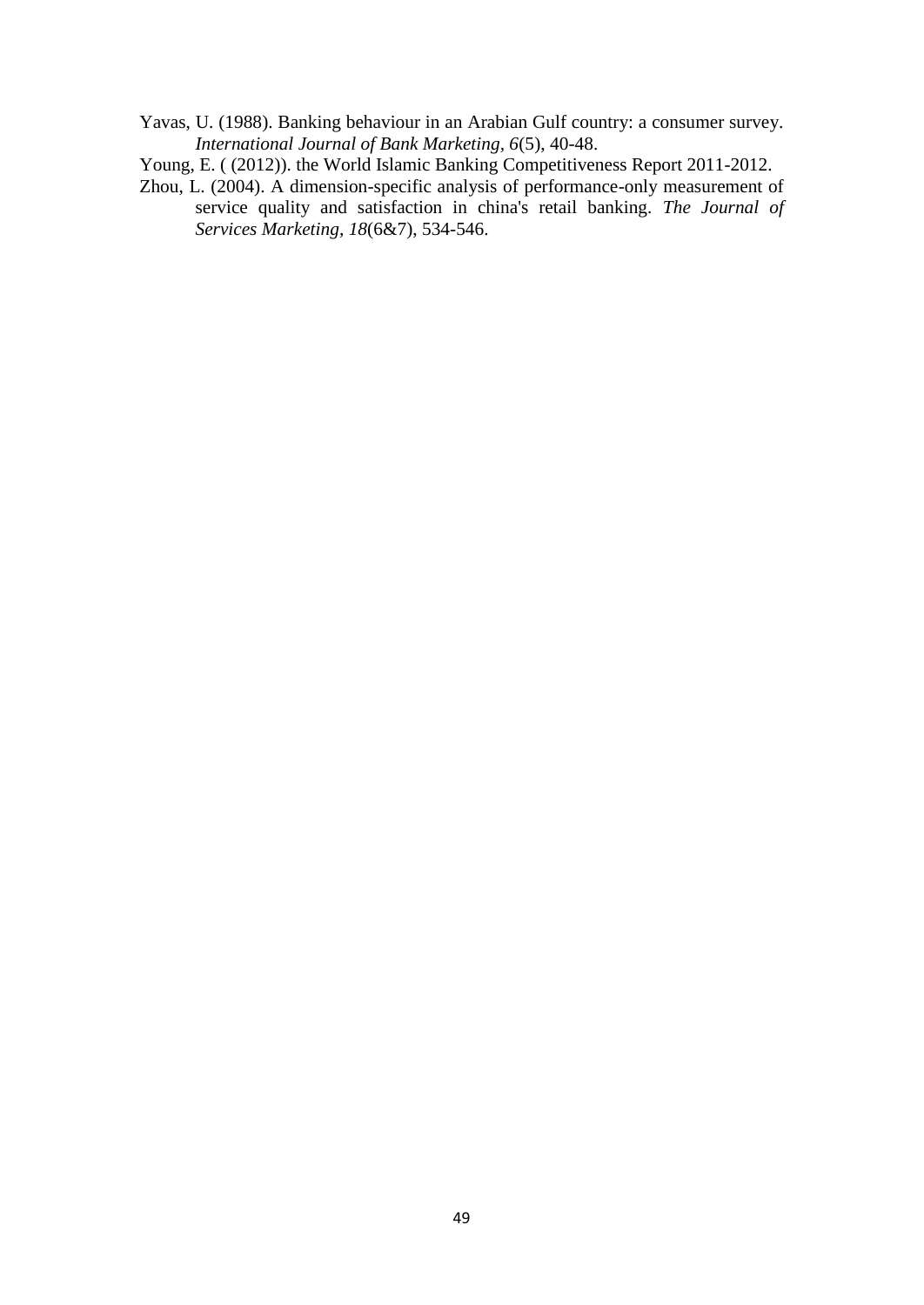Yavas, U. (1988). Banking behaviour in an Arabian Gulf country: a consumer survey. *International Journal of Bank Marketing*, *6*(5), 40-48.

Young, E. ( (2012)). the World Islamic Banking Competitiveness Report 2011-2012.

Zhou, L. (2004). A dimension-specific analysis of performance-only measurement of service quality and satisfaction in china's retail banking. *The Journal of Services Marketing, 18*(6&7), 534-546.